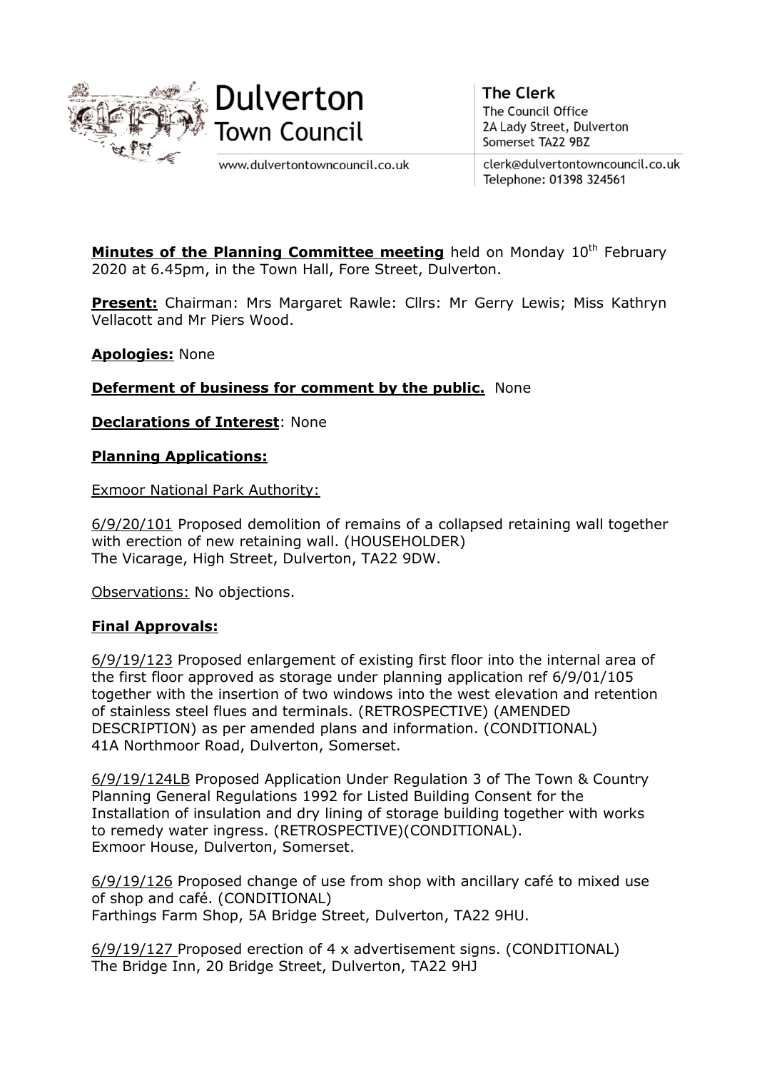Dulverton Town Council

www.dulvertontowncouncil.co.uk

**The Clerk**
The Council Office
2A Lady Street, Dulverton
Somerset TA22 9BZ

clerk@dulvertontowncouncil.co.uk
Telephone: 01398 324561

**Minutes of the Planning Committee meeting** held on Monday 10th February 2020 at 6.45pm, in the Town Hall, Fore Street, Dulverton.

**Present:** Chairman: Mrs Margaret Rawle: Cllrs: Mr Gerry Lewis; Miss Kathryn Vellacott and Mr Piers Wood.

**Apologies:** None

**Deferment of business for comment by the public.** None

**Declarations of Interest**: None

**Planning Applications:**

Exmoor National Park Authority:

6/9/20/101 Proposed demolition of remains of a collapsed retaining wall together with erection of new retaining wall. (HOUSEHOLDER)
The Vicarage, High Street, Dulverton, TA22 9DW.

Observations: No objections.

**Final Approvals:**

6/9/19/123 Proposed enlargement of existing first floor into the internal area of the first floor approved as storage under planning application ref 6/9/01/105 together with the insertion of two windows into the west elevation and retention of stainless steel flues and terminals. (RETROSPECTIVE) (AMENDED DESCRIPTION) as per amended plans and information. (CONDITIONAL)
41A Northmoor Road, Dulverton, Somerset.

6/9/19/124LB Proposed Application Under Regulation 3 of The Town & Country Planning General Regulations 1992 for Listed Building Consent for the Installation of insulation and dry lining of storage building together with works to remedy water ingress. (RETROSPECTIVE)(CONDITIONAL).
Exmoor House, Dulverton, Somerset.

6/9/19/126 Proposed change of use from shop with ancillary café to mixed use of shop and café. (CONDITIONAL)
Farthings Farm Shop, 5A Bridge Street, Dulverton, TA22 9HU.

6/9/19/127 Proposed erection of 4 x advertisement signs. (CONDITIONAL)
The Bridge Inn, 20 Bridge Street, Dulverton, TA22 9HJ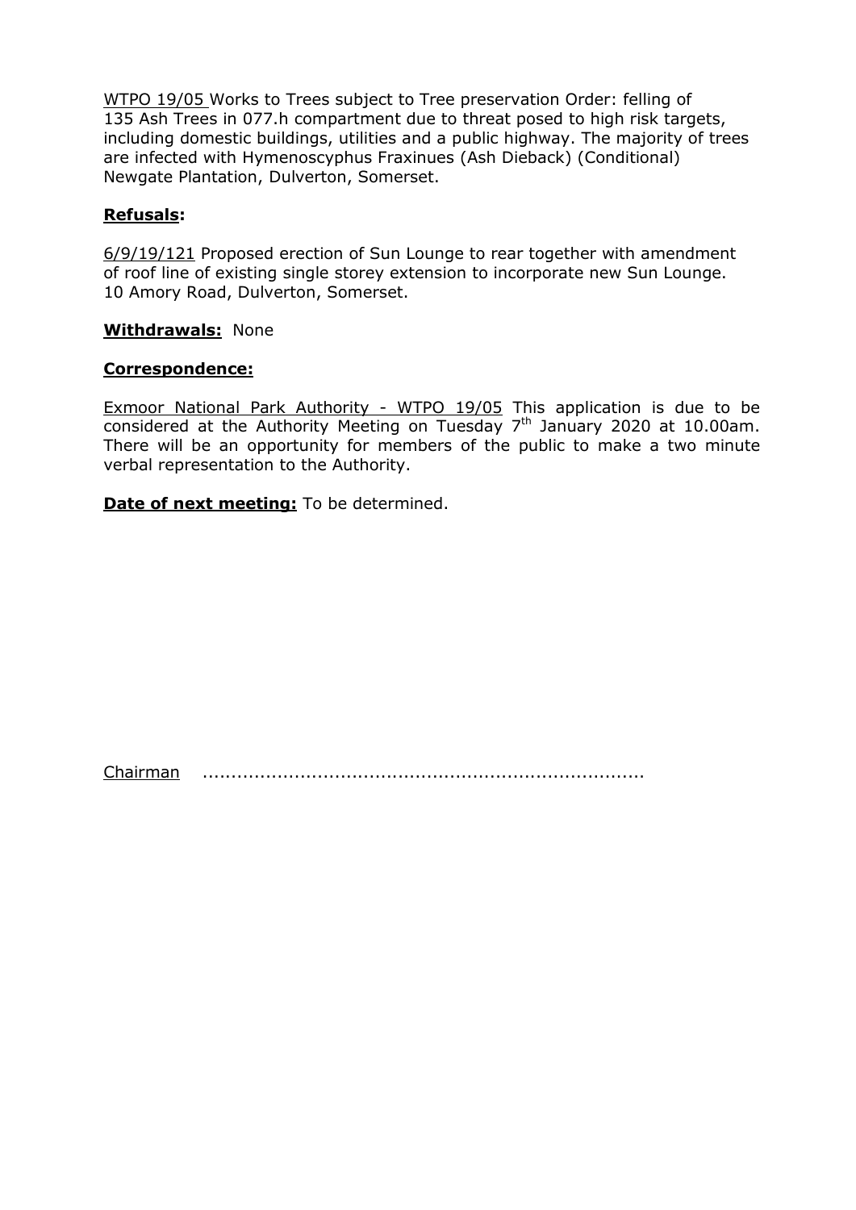WTPO 19/05 Works to Trees subject to Tree preservation Order: felling of 135 Ash Trees in 077.h compartment due to threat posed to high risk targets, including domestic buildings, utilities and a public highway. The majority of trees are infected with Hymenoscyphus Fraxinues (Ash Dieback) (Conditional) Newgate Plantation, Dulverton, Somerset.

**Refusals:**

6/9/19/121 Proposed erection of Sun Lounge to rear together with amendment of roof line of existing single storey extension to incorporate new Sun Lounge. 10 Amory Road, Dulverton, Somerset.

**Withdrawals:** None

**Correspondence:**

Exmoor National Park Authority - WTPO 19/05 This application is due to be considered at the Authority Meeting on Tuesday 7th January 2020 at 10.00am. There will be an opportunity for members of the public to make a two minute verbal representation to the Authority.

**Date of next meeting:** To be determined.

Chairman ............................................................................